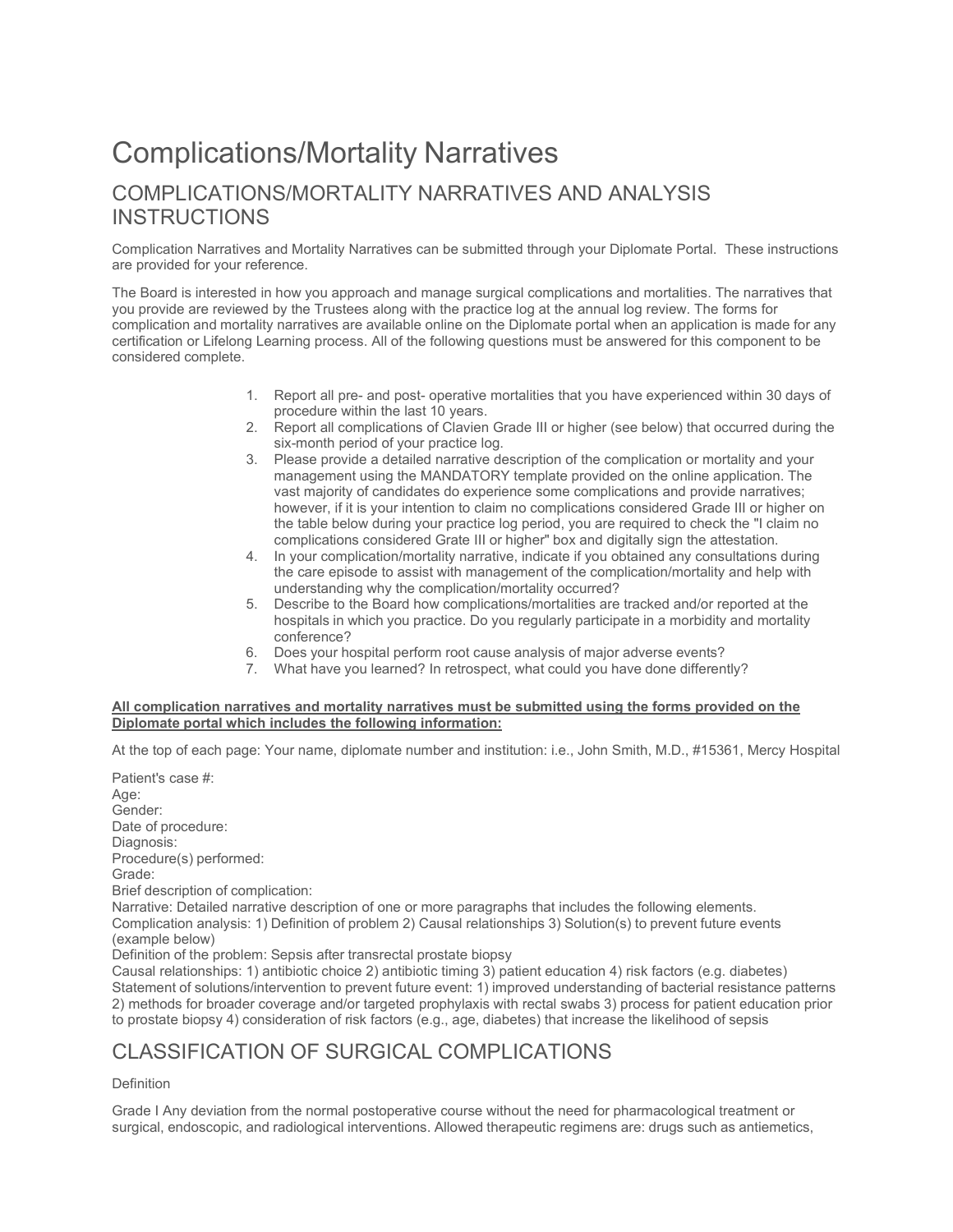# Complications/Mortality Narratives

## COMPLICATIONS/MORTALITY NARRATIVES AND ANALYSIS INSTRUCTIONS

Complication Narratives and Mortality Narratives can be submitted through your Diplomate Portal. These instructions are provided for your reference.

The Board is interested in how you approach and manage surgical complications and mortalities. The narratives that you provide are reviewed by the Trustees along with the practice log at the annual log review. The forms for complication and mortality narratives are available online on the Diplomate portal when an application is made for any certification or Lifelong Learning process. All of the following questions must be answered for this component to be considered complete.

1. Report all pre- and post- operative mortalities that you have experienced within 30 days of procedure within the last 10 years.
2. Report all complications of Clavien Grade III or higher (see below) that occurred during the six-month period of your practice log.
3. Please provide a detailed narrative description of the complication or mortality and your management using the MANDATORY template provided on the online application. The vast majority of candidates do experience some complications and provide narratives; however, if it is your intention to claim no complications considered Grade III or higher on the table below during your practice log period, you are required to check the "I claim no complications considered Grate III or higher" box and digitally sign the attestation.
4. In your complication/mortality narrative, indicate if you obtained any consultations during the care episode to assist with management of the complication/mortality and help with understanding why the complication/mortality occurred?
5. Describe to the Board how complications/mortalities are tracked and/or reported at the hospitals in which you practice. Do you regularly participate in a morbidity and mortality conference?
6. Does your hospital perform root cause analysis of major adverse events?
7. What have you learned? In retrospect, what could you have done differently?

**<u>All complication narratives and mortality narratives must be submitted using the forms provided on the Diplomate portal which includes the following information:</u>**

At the top of each page: Your name, diplomate number and institution: i.e., John Smith, M.D., #15361, Mercy Hospital

Patient's case #:
Age:
Gender:
Date of procedure:
Diagnosis:
Procedure(s) performed:
Grade:
Brief description of complication:
Narrative: Detailed narrative description of one or more paragraphs that includes the following elements.
Complication analysis: 1) Definition of problem 2) Causal relationships 3) Solution(s) to prevent future events (example below)
Definition of the problem: Sepsis after transrectal prostate biopsy
Causal relationships: 1) antibiotic choice 2) antibiotic timing 3) patient education 4) risk factors (e.g. diabetes)
Statement of solutions/intervention to prevent future event: 1) improved understanding of bacterial resistance patterns 2) methods for broader coverage and/or targeted prophylaxis with rectal swabs 3) process for patient education prior to prostate biopsy 4) consideration of risk factors (e.g., age, diabetes) that increase the likelihood of sepsis

## CLASSIFICATION OF SURGICAL COMPLICATIONS

Definition

Grade I Any deviation from the normal postoperative course without the need for pharmacological treatment or surgical, endoscopic, and radiological interventions. Allowed therapeutic regimens are: drugs such as antiemetics,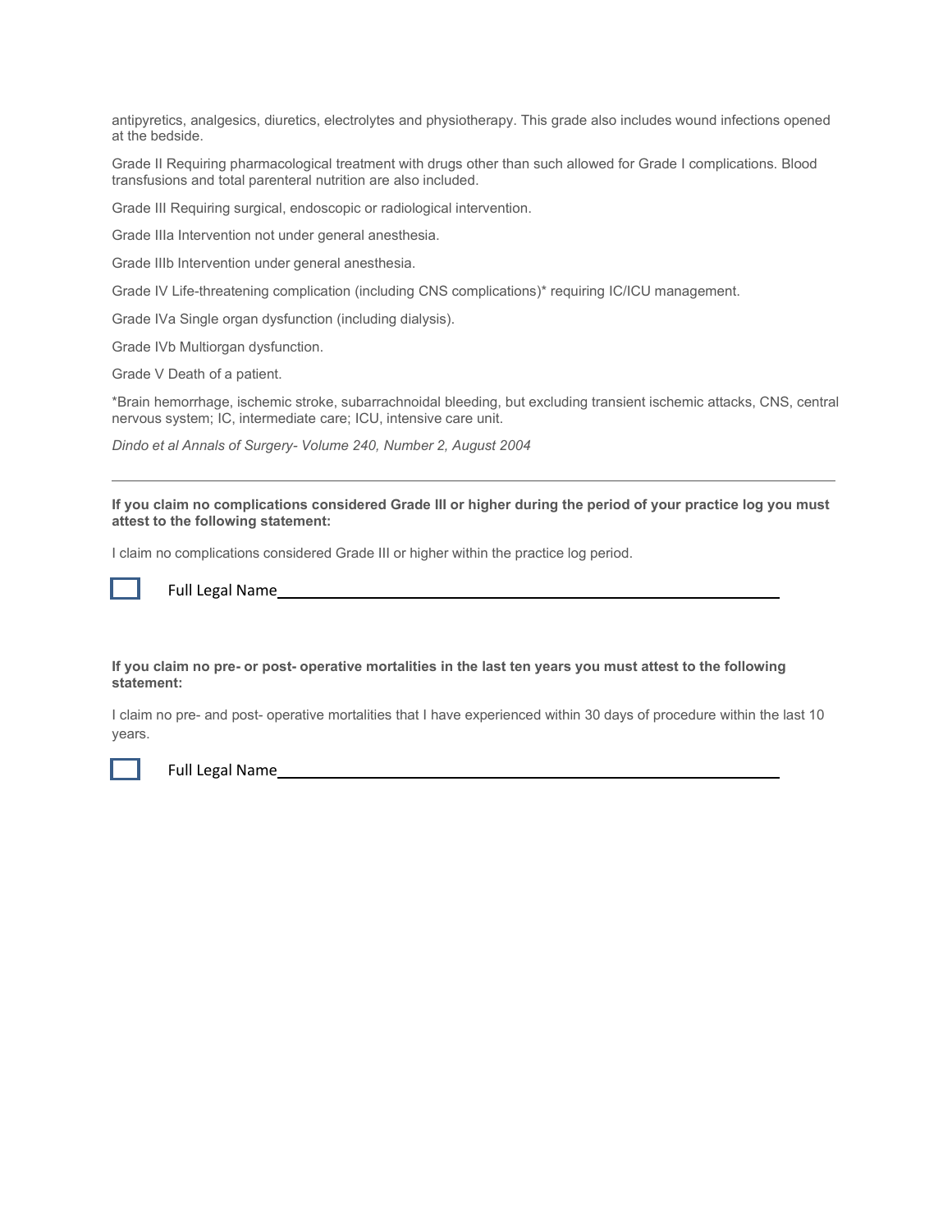antipyretics, analgesics, diuretics, electrolytes and physiotherapy. This grade also includes wound infections opened at the bedside.

Grade II Requiring pharmacological treatment with drugs other than such allowed for Grade I complications. Blood transfusions and total parenteral nutrition are also included.

Grade III Requiring surgical, endoscopic or radiological intervention.

Grade IIIa Intervention not under general anesthesia.

Grade IIIb Intervention under general anesthesia.

Grade IV Life-threatening complication (including CNS complications)* requiring IC/ICU management.

Grade IVa Single organ dysfunction (including dialysis).

Grade IVb Multiorgan dysfunction.

Grade V Death of a patient.

*Brain hemorrhage, ischemic stroke, subarrachnoidal bleeding, but excluding transient ischemic attacks, CNS, central nervous system; IC, intermediate care; ICU, intensive care unit.

*Dindo et al Annals of Surgery- Volume 240, Number 2, August 2004*

---

**If you claim no complications considered Grade III or higher during the period of your practice log you must attest to the following statement:**

I claim no complications considered Grade III or higher within the practice log period.

☐ Full Legal Name\_\_\_\_\_\_\_\_\_\_\_\_\_\_\_\_\_\_\_\_\_\_\_\_\_\_\_\_\_\_\_\_\_\_\_\_\_\_\_\_\_\_\_\_\_\_\_\_

**If you claim no pre- or post- operative mortalities in the last ten years you must attest to the following statement:**

I claim no pre- and post- operative mortalities that I have experienced within 30 days of procedure within the last 10 years.

☐ Full Legal Name\_\_\_\_\_\_\_\_\_\_\_\_\_\_\_\_\_\_\_\_\_\_\_\_\_\_\_\_\_\_\_\_\_\_\_\_\_\_\_\_\_\_\_\_\_\_\_\_